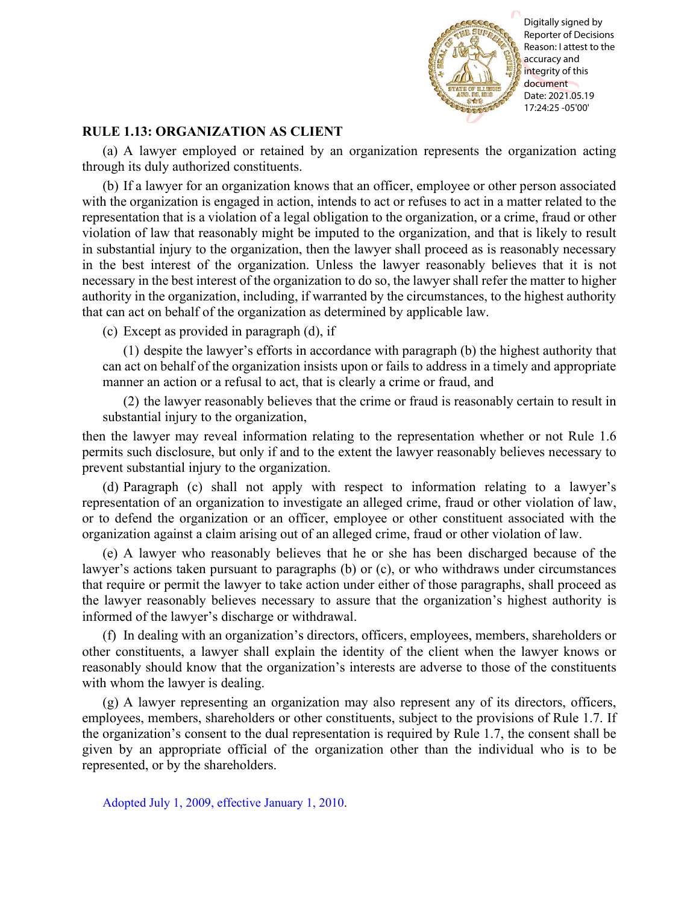Digitally signed by Reporter of Decisions
Reason: I attest to the accuracy and integrity of this document
Date: 2021.05.19 17:24:25 -05'00'

## RULE 1.13: ORGANIZATION AS CLIENT

(a) A lawyer employed or retained by an organization represents the organization acting through its duly authorized constituents.

(b) If a lawyer for an organization knows that an officer, employee or other person associated with the organization is engaged in action, intends to act or refuses to act in a matter related to the representation that is a violation of a legal obligation to the organization, or a crime, fraud or other violation of law that reasonably might be imputed to the organization, and that is likely to result in substantial injury to the organization, then the lawyer shall proceed as is reasonably necessary in the best interest of the organization. Unless the lawyer reasonably believes that it is not necessary in the best interest of the organization to do so, the lawyer shall refer the matter to higher authority in the organization, including, if warranted by the circumstances, to the highest authority that can act on behalf of the organization as determined by applicable law.

(c) Except as provided in paragraph (d), if

(1) despite the lawyer's efforts in accordance with paragraph (b) the highest authority that can act on behalf of the organization insists upon or fails to address in a timely and appropriate manner an action or a refusal to act, that is clearly a crime or fraud, and

(2) the lawyer reasonably believes that the crime or fraud is reasonably certain to result in substantial injury to the organization,

then the lawyer may reveal information relating to the representation whether or not Rule 1.6 permits such disclosure, but only if and to the extent the lawyer reasonably believes necessary to prevent substantial injury to the organization.

(d) Paragraph (c) shall not apply with respect to information relating to a lawyer's representation of an organization to investigate an alleged crime, fraud or other violation of law, or to defend the organization or an officer, employee or other constituent associated with the organization against a claim arising out of an alleged crime, fraud or other violation of law.

(e) A lawyer who reasonably believes that he or she has been discharged because of the lawyer's actions taken pursuant to paragraphs (b) or (c), or who withdraws under circumstances that require or permit the lawyer to take action under either of those paragraphs, shall proceed as the lawyer reasonably believes necessary to assure that the organization's highest authority is informed of the lawyer's discharge or withdrawal.

(f) In dealing with an organization's directors, officers, employees, members, shareholders or other constituents, a lawyer shall explain the identity of the client when the lawyer knows or reasonably should know that the organization's interests are adverse to those of the constituents with whom the lawyer is dealing.

(g) A lawyer representing an organization may also represent any of its directors, officers, employees, members, shareholders or other constituents, subject to the provisions of Rule 1.7. If the organization's consent to the dual representation is required by Rule 1.7, the consent shall be given by an appropriate official of the organization other than the individual who is to be represented, or by the shareholders.

Adopted July 1, 2009, effective January 1, 2010.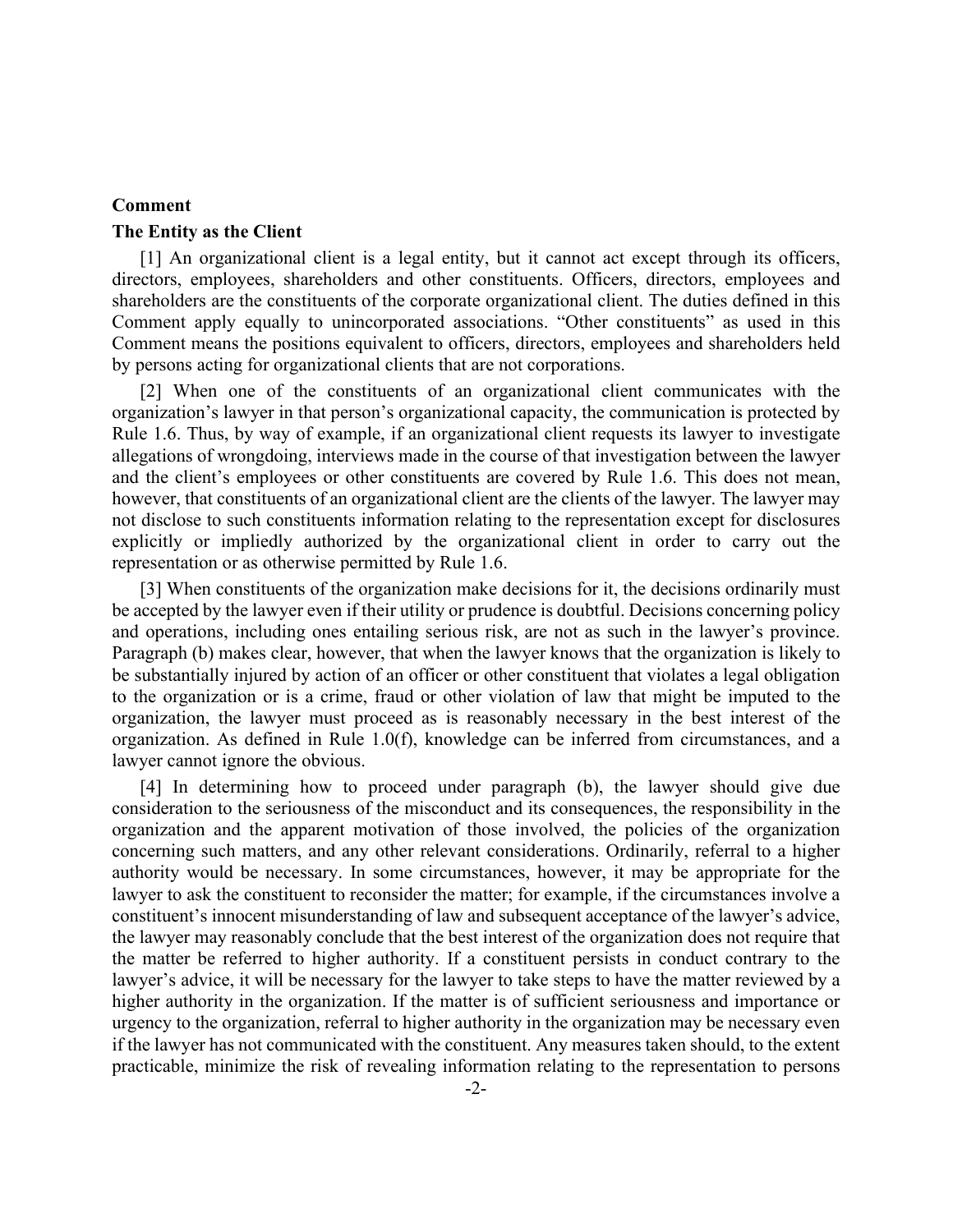## Comment

### The Entity as the Client

[1] An organizational client is a legal entity, but it cannot act except through its officers, directors, employees, shareholders and other constituents. Officers, directors, employees and shareholders are the constituents of the corporate organizational client. The duties defined in this Comment apply equally to unincorporated associations. “Other constituents” as used in this Comment means the positions equivalent to officers, directors, employees and shareholders held by persons acting for organizational clients that are not corporations.

[2] When one of the constituents of an organizational client communicates with the organization’s lawyer in that person’s organizational capacity, the communication is protected by Rule 1.6. Thus, by way of example, if an organizational client requests its lawyer to investigate allegations of wrongdoing, interviews made in the course of that investigation between the lawyer and the client’s employees or other constituents are covered by Rule 1.6. This does not mean, however, that constituents of an organizational client are the clients of the lawyer. The lawyer may not disclose to such constituents information relating to the representation except for disclosures explicitly or impliedly authorized by the organizational client in order to carry out the representation or as otherwise permitted by Rule 1.6.

[3] When constituents of the organization make decisions for it, the decisions ordinarily must be accepted by the lawyer even if their utility or prudence is doubtful. Decisions concerning policy and operations, including ones entailing serious risk, are not as such in the lawyer’s province. Paragraph (b) makes clear, however, that when the lawyer knows that the organization is likely to be substantially injured by action of an officer or other constituent that violates a legal obligation to the organization or is a crime, fraud or other violation of law that might be imputed to the organization, the lawyer must proceed as is reasonably necessary in the best interest of the organization. As defined in Rule 1.0(f), knowledge can be inferred from circumstances, and a lawyer cannot ignore the obvious.

[4] In determining how to proceed under paragraph (b), the lawyer should give due consideration to the seriousness of the misconduct and its consequences, the responsibility in the organization and the apparent motivation of those involved, the policies of the organization concerning such matters, and any other relevant considerations. Ordinarily, referral to a higher authority would be necessary. In some circumstances, however, it may be appropriate for the lawyer to ask the constituent to reconsider the matter; for example, if the circumstances involve a constituent’s innocent misunderstanding of law and subsequent acceptance of the lawyer’s advice, the lawyer may reasonably conclude that the best interest of the organization does not require that the matter be referred to higher authority. If a constituent persists in conduct contrary to the lawyer’s advice, it will be necessary for the lawyer to take steps to have the matter reviewed by a higher authority in the organization. If the matter is of sufficient seriousness and importance or urgency to the organization, referral to higher authority in the organization may be necessary even if the lawyer has not communicated with the constituent. Any measures taken should, to the extent practicable, minimize the risk of revealing information relating to the representation to persons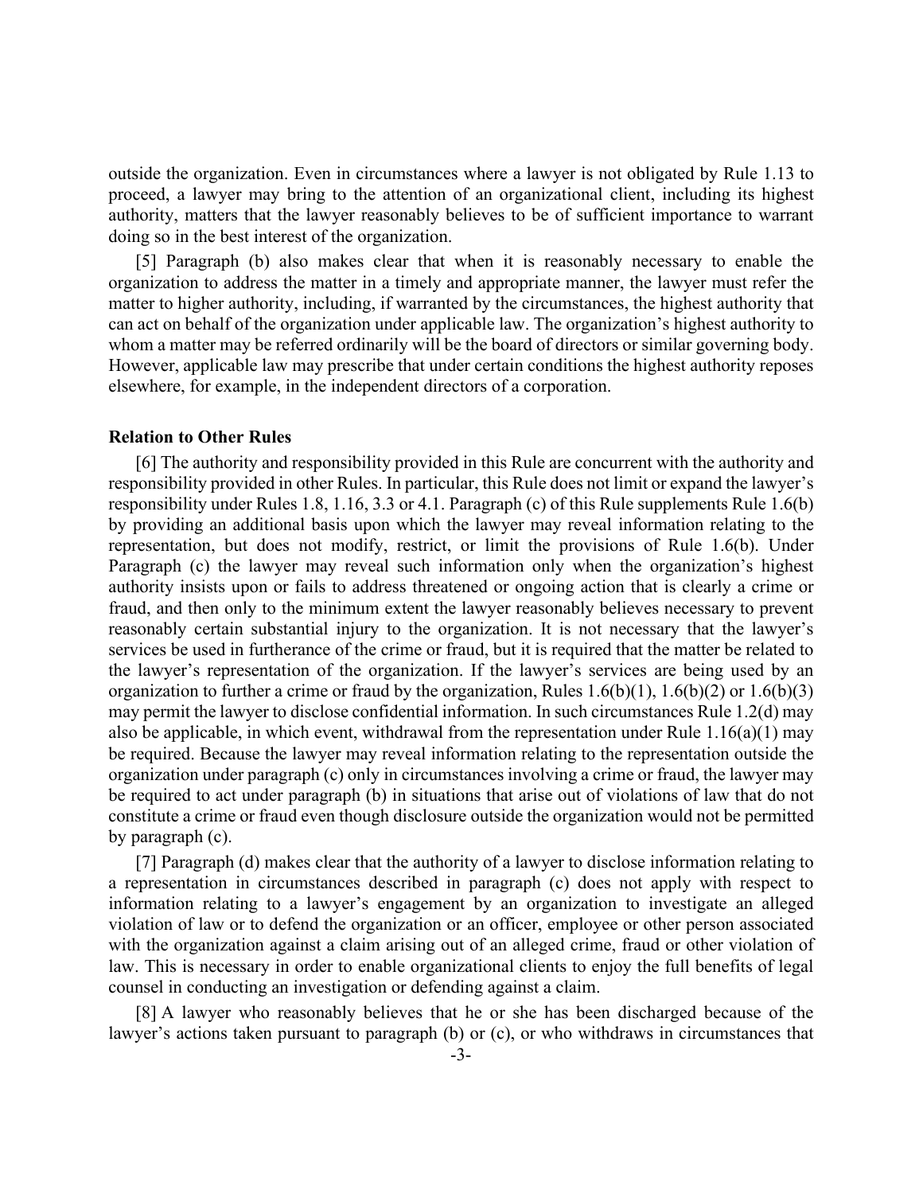outside the organization. Even in circumstances where a lawyer is not obligated by Rule 1.13 to proceed, a lawyer may bring to the attention of an organizational client, including its highest authority, matters that the lawyer reasonably believes to be of sufficient importance to warrant doing so in the best interest of the organization.

[5] Paragraph (b) also makes clear that when it is reasonably necessary to enable the organization to address the matter in a timely and appropriate manner, the lawyer must refer the matter to higher authority, including, if warranted by the circumstances, the highest authority that can act on behalf of the organization under applicable law. The organization's highest authority to whom a matter may be referred ordinarily will be the board of directors or similar governing body. However, applicable law may prescribe that under certain conditions the highest authority reposes elsewhere, for example, in the independent directors of a corporation.

**Relation to Other Rules**

[6] The authority and responsibility provided in this Rule are concurrent with the authority and responsibility provided in other Rules. In particular, this Rule does not limit or expand the lawyer's responsibility under Rules 1.8, 1.16, 3.3 or 4.1. Paragraph (c) of this Rule supplements Rule 1.6(b) by providing an additional basis upon which the lawyer may reveal information relating to the representation, but does not modify, restrict, or limit the provisions of Rule 1.6(b). Under Paragraph (c) the lawyer may reveal such information only when the organization's highest authority insists upon or fails to address threatened or ongoing action that is clearly a crime or fraud, and then only to the minimum extent the lawyer reasonably believes necessary to prevent reasonably certain substantial injury to the organization. It is not necessary that the lawyer's services be used in furtherance of the crime or fraud, but it is required that the matter be related to the lawyer's representation of the organization. If the lawyer's services are being used by an organization to further a crime or fraud by the organization, Rules 1.6(b)(1), 1.6(b)(2) or 1.6(b)(3) may permit the lawyer to disclose confidential information. In such circumstances Rule 1.2(d) may also be applicable, in which event, withdrawal from the representation under Rule 1.16(a)(1) may be required. Because the lawyer may reveal information relating to the representation outside the organization under paragraph (c) only in circumstances involving a crime or fraud, the lawyer may be required to act under paragraph (b) in situations that arise out of violations of law that do not constitute a crime or fraud even though disclosure outside the organization would not be permitted by paragraph (c).

[7] Paragraph (d) makes clear that the authority of a lawyer to disclose information relating to a representation in circumstances described in paragraph (c) does not apply with respect to information relating to a lawyer's engagement by an organization to investigate an alleged violation of law or to defend the organization or an officer, employee or other person associated with the organization against a claim arising out of an alleged crime, fraud or other violation of law. This is necessary in order to enable organizational clients to enjoy the full benefits of legal counsel in conducting an investigation or defending against a claim.

[8] A lawyer who reasonably believes that he or she has been discharged because of the lawyer's actions taken pursuant to paragraph (b) or (c), or who withdraws in circumstances that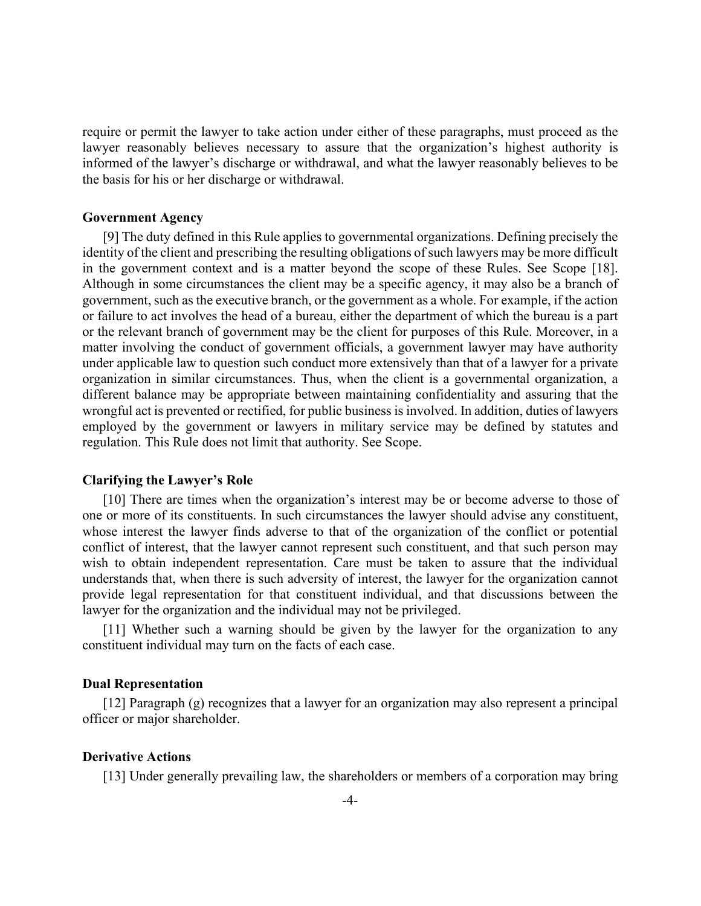require or permit the lawyer to take action under either of these paragraphs, must proceed as the lawyer reasonably believes necessary to assure that the organization's highest authority is informed of the lawyer's discharge or withdrawal, and what the lawyer reasonably believes to be the basis for his or her discharge or withdrawal.

**Government Agency**

[9] The duty defined in this Rule applies to governmental organizations. Defining precisely the identity of the client and prescribing the resulting obligations of such lawyers may be more difficult in the government context and is a matter beyond the scope of these Rules. See Scope [18]. Although in some circumstances the client may be a specific agency, it may also be a branch of government, such as the executive branch, or the government as a whole. For example, if the action or failure to act involves the head of a bureau, either the department of which the bureau is a part or the relevant branch of government may be the client for purposes of this Rule. Moreover, in a matter involving the conduct of government officials, a government lawyer may have authority under applicable law to question such conduct more extensively than that of a lawyer for a private organization in similar circumstances. Thus, when the client is a governmental organization, a different balance may be appropriate between maintaining confidentiality and assuring that the wrongful act is prevented or rectified, for public business is involved. In addition, duties of lawyers employed by the government or lawyers in military service may be defined by statutes and regulation. This Rule does not limit that authority. See Scope.

**Clarifying the Lawyer's Role**

[10] There are times when the organization's interest may be or become adverse to those of one or more of its constituents. In such circumstances the lawyer should advise any constituent, whose interest the lawyer finds adverse to that of the organization of the conflict or potential conflict of interest, that the lawyer cannot represent such constituent, and that such person may wish to obtain independent representation. Care must be taken to assure that the individual understands that, when there is such adversity of interest, the lawyer for the organization cannot provide legal representation for that constituent individual, and that discussions between the lawyer for the organization and the individual may not be privileged.

[11] Whether such a warning should be given by the lawyer for the organization to any constituent individual may turn on the facts of each case.

**Dual Representation**

[12] Paragraph (g) recognizes that a lawyer for an organization may also represent a principal officer or major shareholder.

**Derivative Actions**

[13] Under generally prevailing law, the shareholders or members of a corporation may bring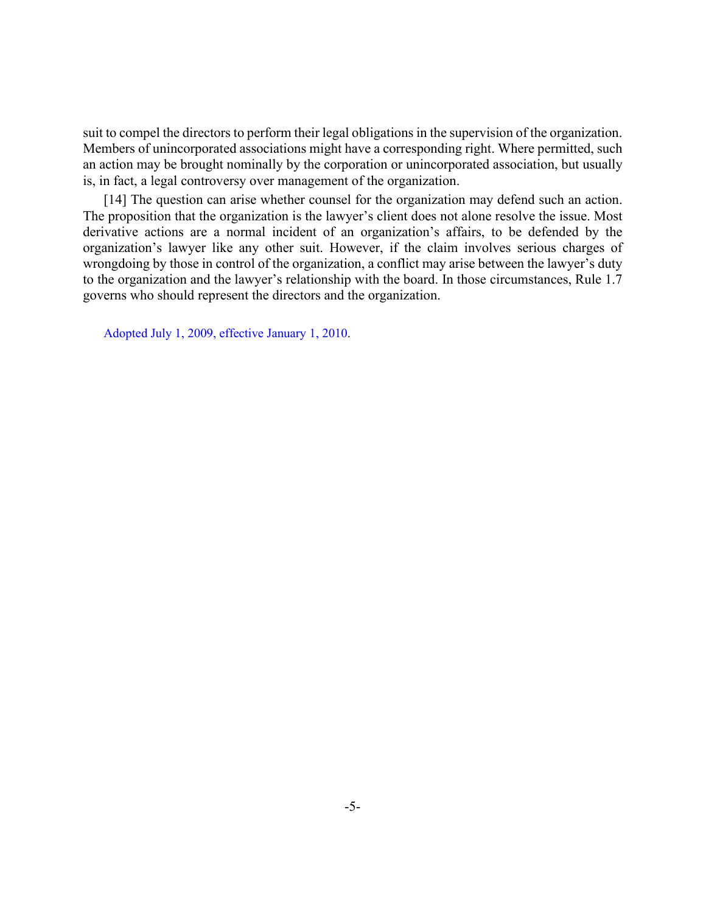suit to compel the directors to perform their legal obligations in the supervision of the organization. Members of unincorporated associations might have a corresponding right. Where permitted, such an action may be brought nominally by the corporation or unincorporated association, but usually is, in fact, a legal controversy over management of the organization.

[14] The question can arise whether counsel for the organization may defend such an action. The proposition that the organization is the lawyer's client does not alone resolve the issue. Most derivative actions are a normal incident of an organization's affairs, to be defended by the organization's lawyer like any other suit. However, if the claim involves serious charges of wrongdoing by those in control of the organization, a conflict may arise between the lawyer's duty to the organization and the lawyer's relationship with the board. In those circumstances, Rule 1.7 governs who should represent the directors and the organization.

Adopted July 1, 2009, effective January 1, 2010.